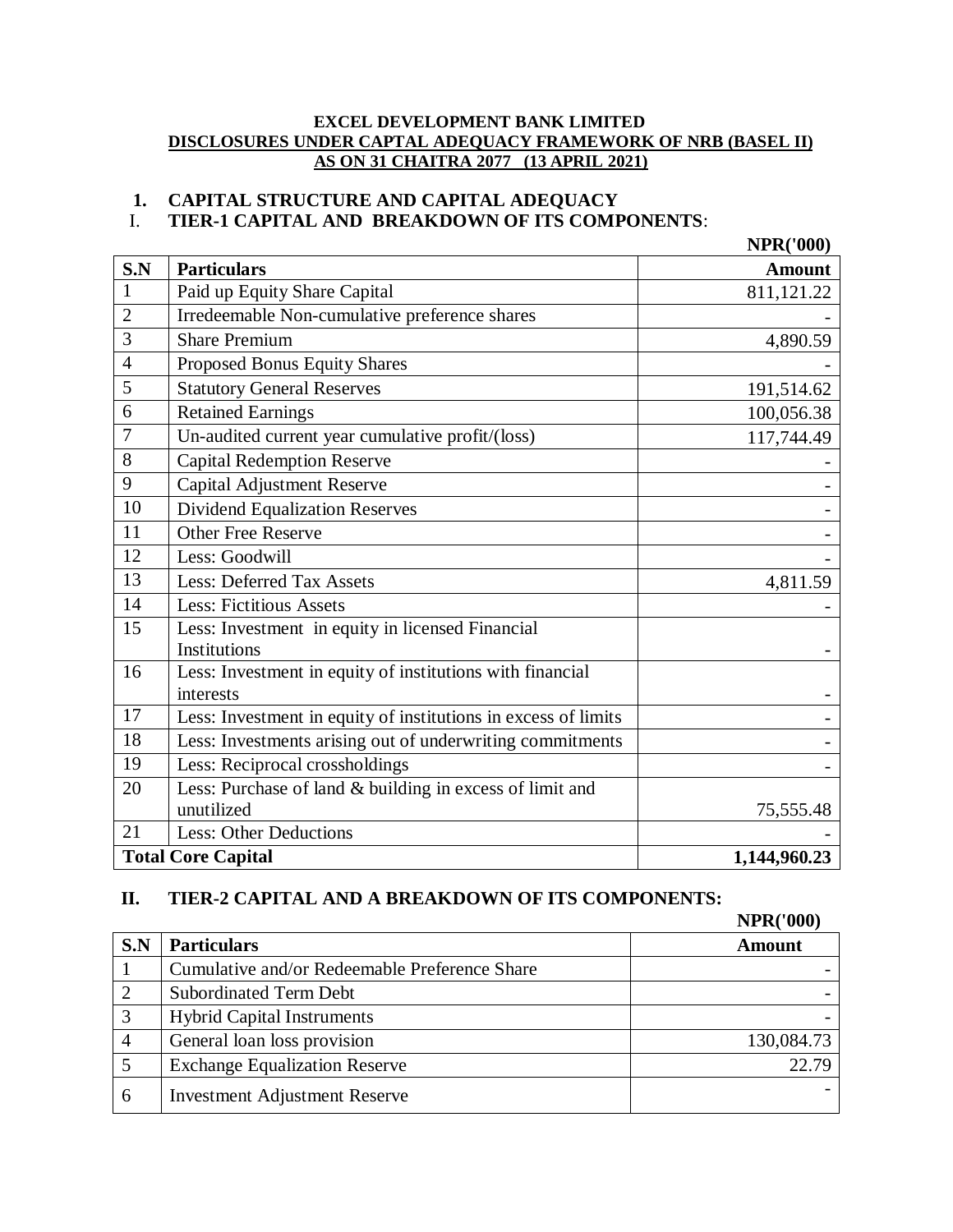**EXCEL DEVELOPMENT BANK LIMITED**

**DISCLOSURES UNDER CAPTAL ADEQUACY FRAMEWORK OF NRB (BASEL II)**

**AS ON 31 CHAITRA 2077 (13 APRIL 2021)**

## 1. CAPITAL STRUCTURE AND CAPITAL ADEQUACY

### I. TIER-1 CAPITAL AND BREAKDOWN OF ITS COMPONENTS:

**NPR('000)**

| S.N | Particulars | Amount |
|---|---|---|
| 1 | Paid up Equity Share Capital | 811,121.22 |
| 2 | Irredeemable Non-cumulative preference shares | - |
| 3 | Share Premium | 4,890.59 |
| 4 | Proposed Bonus Equity Shares | - |
| 5 | Statutory General Reserves | 191,514.62 |
| 6 | Retained Earnings | 100,056.38 |
| 7 | Un-audited current year cumulative profit/(loss) | 117,744.49 |
| 8 | Capital Redemption Reserve | - |
| 9 | Capital Adjustment Reserve | - |
| 10 | Dividend Equalization Reserves | - |
| 11 | Other Free Reserve | - |
| 12 | Less: Goodwill | - |
| 13 | Less: Deferred Tax Assets | 4,811.59 |
| 14 | Less: Fictitious Assets | - |
| 15 | Less: Investment in equity in licensed Financial Institutions | - |
| 16 | Less: Investment in equity of institutions with financial interests | - |
| 17 | Less: Investment in equity of institutions in excess of limits | - |
| 18 | Less: Investments arising out of underwriting commitments | - |
| 19 | Less: Reciprocal crossholdings | - |
| 20 | Less: Purchase of land & building in excess of limit and unutilized | 75,555.48 |
| 21 | Less: Other Deductions | - |
| **Total Core Capital** | | **1,144,960.23** |

### II. TIER-2 CAPITAL AND A BREAKDOWN OF ITS COMPONENTS:

**NPR('000)**

| S.N | Particulars | Amount |
|---|---|---|
| 1 | Cumulative and/or Redeemable Preference Share | - |
| 2 | Subordinated Term Debt | - |
| 3 | Hybrid Capital Instruments | - |
| 4 | General loan loss provision | 130,084.73 |
| 5 | Exchange Equalization Reserve | 22.79 |
| 6 | Investment Adjustment Reserve | - |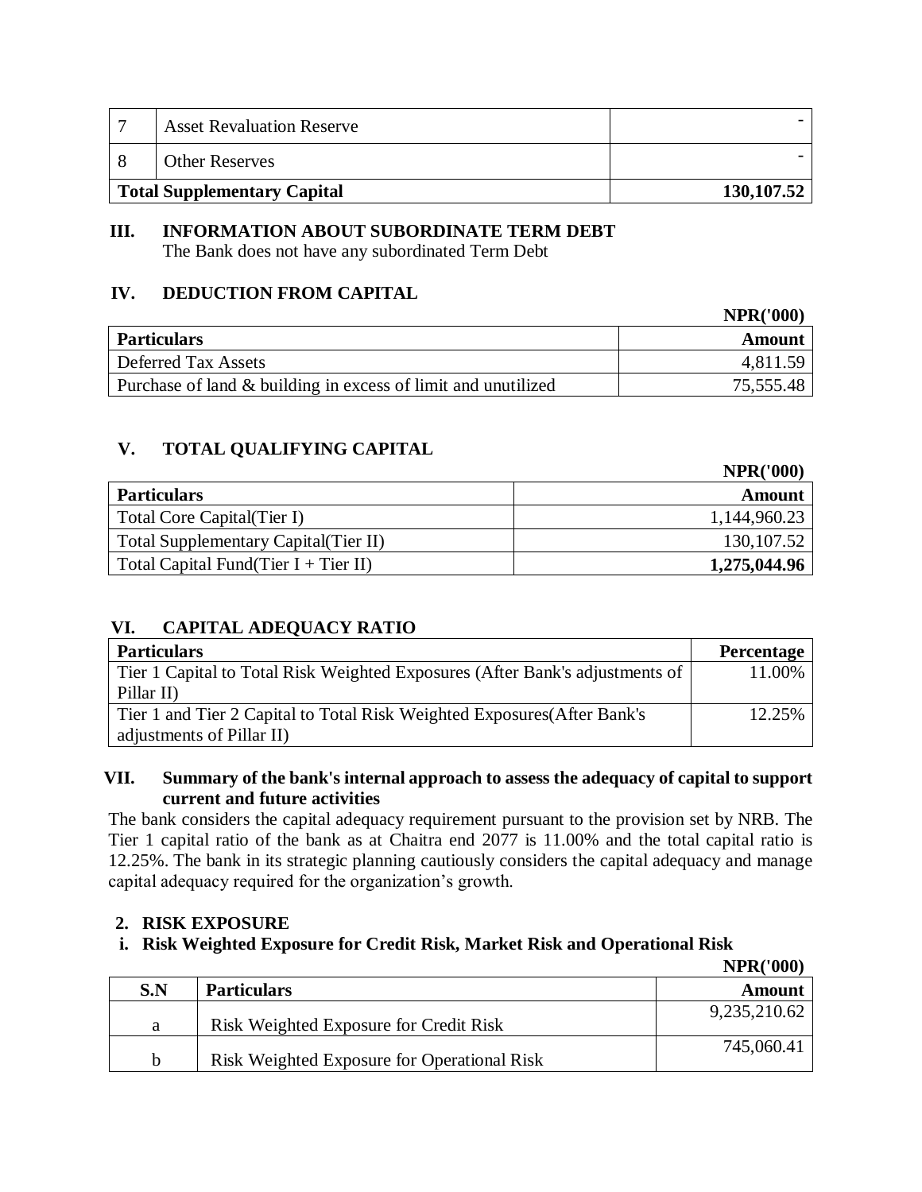| 7 | Asset Revaluation Reserve | - |
|---|---|---|
| 8 | Other Reserves | - |
| **Total Supplementary Capital** | | **130,107.52** |

### III. INFORMATION ABOUT SUBORDINATE TERM DEBT

The Bank does not have any subordinated Term Debt

### IV. DEDUCTION FROM CAPITAL

**NPR('000)**

| **Particulars** | **Amount** |
|---|---|
| Deferred Tax Assets | 4,811.59 |
| Purchase of land & building in excess of limit and unutilized | 75,555.48 |

### V. TOTAL QUALIFYING CAPITAL

**NPR('000)**

| **Particulars** | **Amount** |
|---|---|
| Total Core Capital(Tier I) | 1,144,960.23 |
| Total Supplementary Capital(Tier II) | 130,107.52 |
| Total Capital Fund(Tier I + Tier II) | **1,275,044.96** |

### VI. CAPITAL ADEQUACY RATIO

| **Particulars** | **Percentage** |
|---|---|
| Tier 1 Capital to Total Risk Weighted Exposures (After Bank's adjustments of Pillar II) | 11.00% |
| Tier 1 and Tier 2 Capital to Total Risk Weighted Exposures(After Bank's adjustments of Pillar II) | 12.25% |

### VII. Summary of the bank's internal approach to assess the adequacy of capital to support current and future activities

The bank considers the capital adequacy requirement pursuant to the provision set by NRB. The Tier 1 capital ratio of the bank as at Chaitra end 2077 is 11.00% and the total capital ratio is 12.25%. The bank in its strategic planning cautiously considers the capital adequacy and manage capital adequacy required for the organization's growth.

## 2. RISK EXPOSURE

### i. Risk Weighted Exposure for Credit Risk, Market Risk and Operational Risk

**NPR('000)**

| **S.N** | **Particulars** | **Amount** |
|---|---|---|
| a | Risk Weighted Exposure for Credit Risk | 9,235,210.62 |
| b | Risk Weighted Exposure for Operational Risk | 745,060.41 |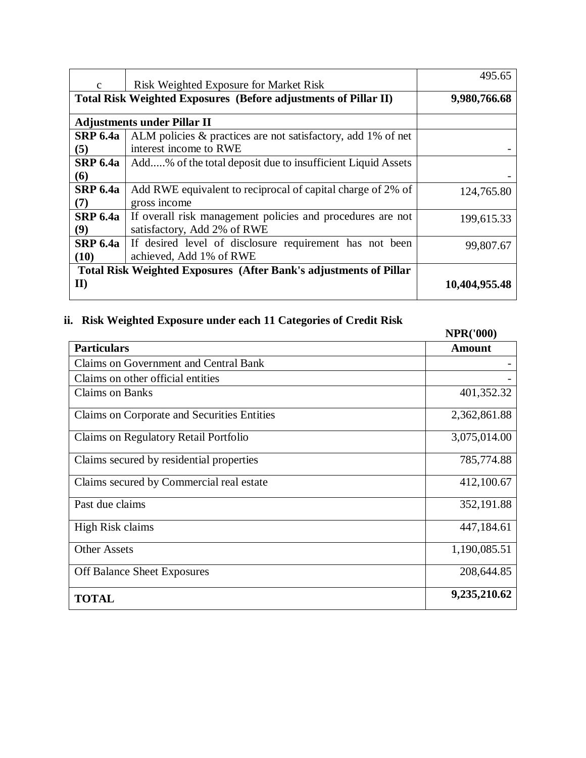| | | |
|---|---|---|
| c | Risk Weighted Exposure for Market Risk | 495.65 |
| **Total Risk Weighted Exposures (Before adjustments of Pillar II)** | | **9,980,766.68** |
| **Adjustments under Pillar II** | | |
| **SRP 6.4a (5)** | ALM policies & practices are not satisfactory, add 1% of net interest income to RWE | - |
| **SRP 6.4a (6)** | Add.....% of the total deposit due to insufficient Liquid Assets | - |
| **SRP 6.4a (7)** | Add RWE equivalent to reciprocal of capital charge of 2% of gross income | 124,765.80 |
| **SRP 6.4a (9)** | If overall risk management policies and procedures are not satisfactory, Add 2% of RWE | 199,615.33 |
| **SRP 6.4a (10)** | If desired level of disclosure requirement has not been achieved, Add 1% of RWE | 99,807.67 |
| **Total Risk Weighted Exposures (After Bank's adjustments of Pillar II)** | | **10,404,955.48** |

### ii. Risk Weighted Exposure under each 11 Categories of Credit Risk

**NPR('000)**

| **Particulars** | **Amount** |
|---|---|
| Claims on Government and Central Bank | - |
| Claims on other official entities | - |
| Claims on Banks | 401,352.32 |
| Claims on Corporate and Securities Entities | 2,362,861.88 |
| Claims on Regulatory Retail Portfolio | 3,075,014.00 |
| Claims secured by residential properties | 785,774.88 |
| Claims secured by Commercial real estate | 412,100.67 |
| Past due claims | 352,191.88 |
| High Risk claims | 447,184.61 |
| Other Assets | 1,190,085.51 |
| Off Balance Sheet Exposures | 208,644.85 |
| **TOTAL** | **9,235,210.62** |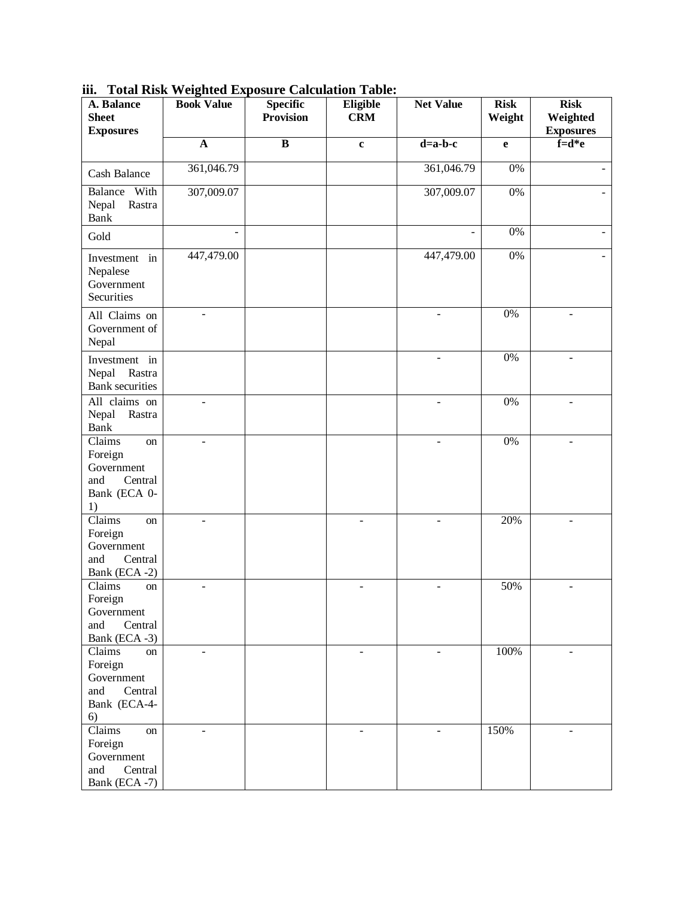### iii. Total Risk Weighted Exposure Calculation Table:

| A. Balance Sheet Exposures | Book Value | Specific Provision | Eligible CRM | Net Value | Risk Weight | Risk Weighted Exposures |
|---|---|---|---|---|---|---|
| | A | B | c | d=a-b-c | e | f=d*e |
| Cash Balance | 361,046.79 | | | 361,046.79 | 0% | - |
| Balance With Nepal Rastra Bank | 307,009.07 | | | 307,009.07 | 0% | - |
| Gold | - | | | - | 0% | - |
| Investment in Nepalese Government Securities | 447,479.00 | | | 447,479.00 | 0% | - |
| All Claims on Government of Nepal | - | | | - | 0% | - |
| Investment in Nepal Rastra Bank securities | | | | - | 0% | - |
| All claims on Nepal Rastra Bank | - | | | - | 0% | - |
| Claims on Foreign Government and Central Bank (ECA 0-1) | - | | | - | 0% | - |
| Claims on Foreign Government and Central Bank (ECA -2) | - | | - | - | 20% | - |
| Claims on Foreign Government and Central Bank (ECA -3) | - | | - | - | 50% | - |
| Claims on Foreign Government and Central Bank (ECA-4-6) | - | | - | - | 100% | - |
| Claims on Foreign Government and Central Bank (ECA -7) | - | | - | - | 150% | - |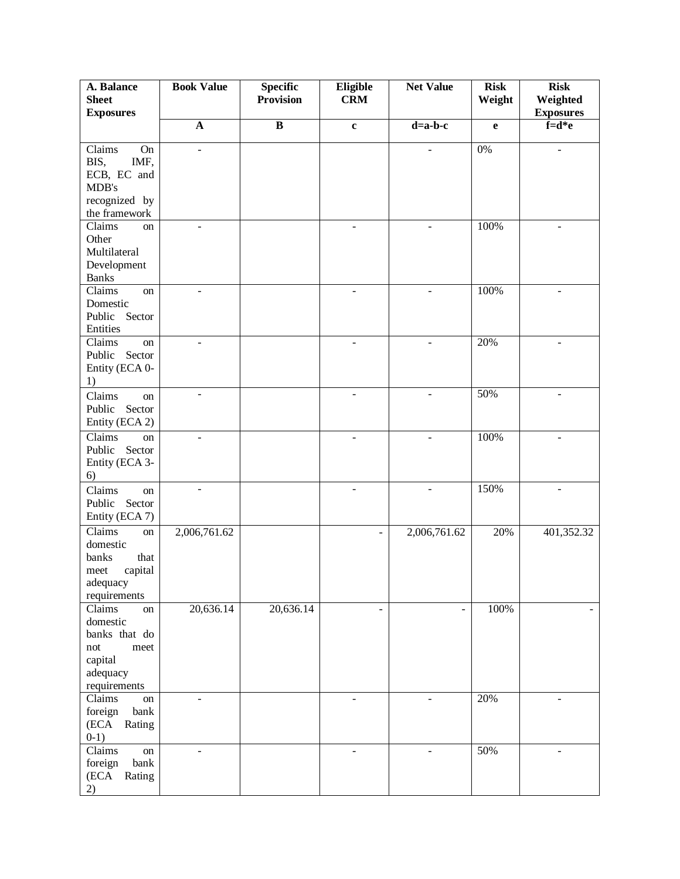| A. Balance Sheet Exposures | Book Value | Specific Provision | Eligible CRM | Net Value | Risk Weight | Risk Weighted Exposures |
|---|---|---|---|---|---|---|
| | A | B | c | d=a-b-c | e | f=d*e |
| Claims On BIS, IMF, ECB, EC and MDB's recognized by the framework | - | | | - | 0% | - |
| Claims on Other Multilateral Development Banks | - | | - | - | 100% | - |
| Claims on Domestic Public Sector Entities | - | | - | - | 100% | - |
| Claims on Public Sector Entity (ECA 0-1) | - | | - | - | 20% | - |
| Claims on Public Sector Entity (ECA 2) | - | | - | - | 50% | - |
| Claims on Public Sector Entity (ECA 3-6) | - | | - | - | 100% | - |
| Claims on Public Sector Entity (ECA 7) | - | | - | - | 150% | - |
| Claims on domestic banks that meet capital adequacy requirements | 2,006,761.62 | | - | 2,006,761.62 | 20% | 401,352.32 |
| Claims on domestic banks that do not meet capital adequacy requirements | 20,636.14 | 20,636.14 | - | - | 100% | - |
| Claims on foreign bank (ECA Rating 0-1) | - | | - | - | 20% | - |
| Claims on foreign bank (ECA Rating 2) | - | | - | - | 50% | - |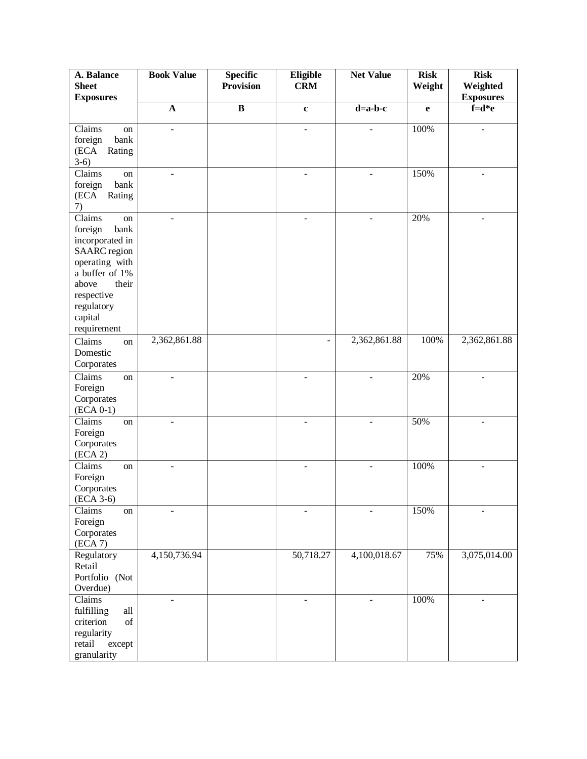| A. Balance Sheet Exposures | Book Value | Specific Provision | Eligible CRM | Net Value | Risk Weight | Risk Weighted Exposures |
|---|---|---|---|---|---|---|
| | A | B | c | d=a-b-c | e | f=d*e |
| Claims on foreign bank (ECA Rating 3-6) | - | | - | - | 100% | - |
| Claims on foreign bank (ECA Rating 7) | - | | - | - | 150% | - |
| Claims on foreign bank incorporated in SAARC region operating with a buffer of 1% above their respective regulatory capital requirement | - | | - | - | 20% | - |
| Claims on Domestic Corporates | 2,362,861.88 | | - | 2,362,861.88 | 100% | 2,362,861.88 |
| Claims on Foreign Corporates (ECA 0-1) | - | | - | - | 20% | - |
| Claims on Foreign Corporates (ECA 2) | - | | - | - | 50% | - |
| Claims on Foreign Corporates (ECA 3-6) | - | | - | - | 100% | - |
| Claims on Foreign Corporates (ECA 7) | - | | - | - | 150% | - |
| Regulatory Retail Portfolio (Not Overdue) | 4,150,736.94 | | 50,718.27 | 4,100,018.67 | 75% | 3,075,014.00 |
| Claims fulfilling all criterion of regularity retail except granularity | - | | - | - | 100% | - |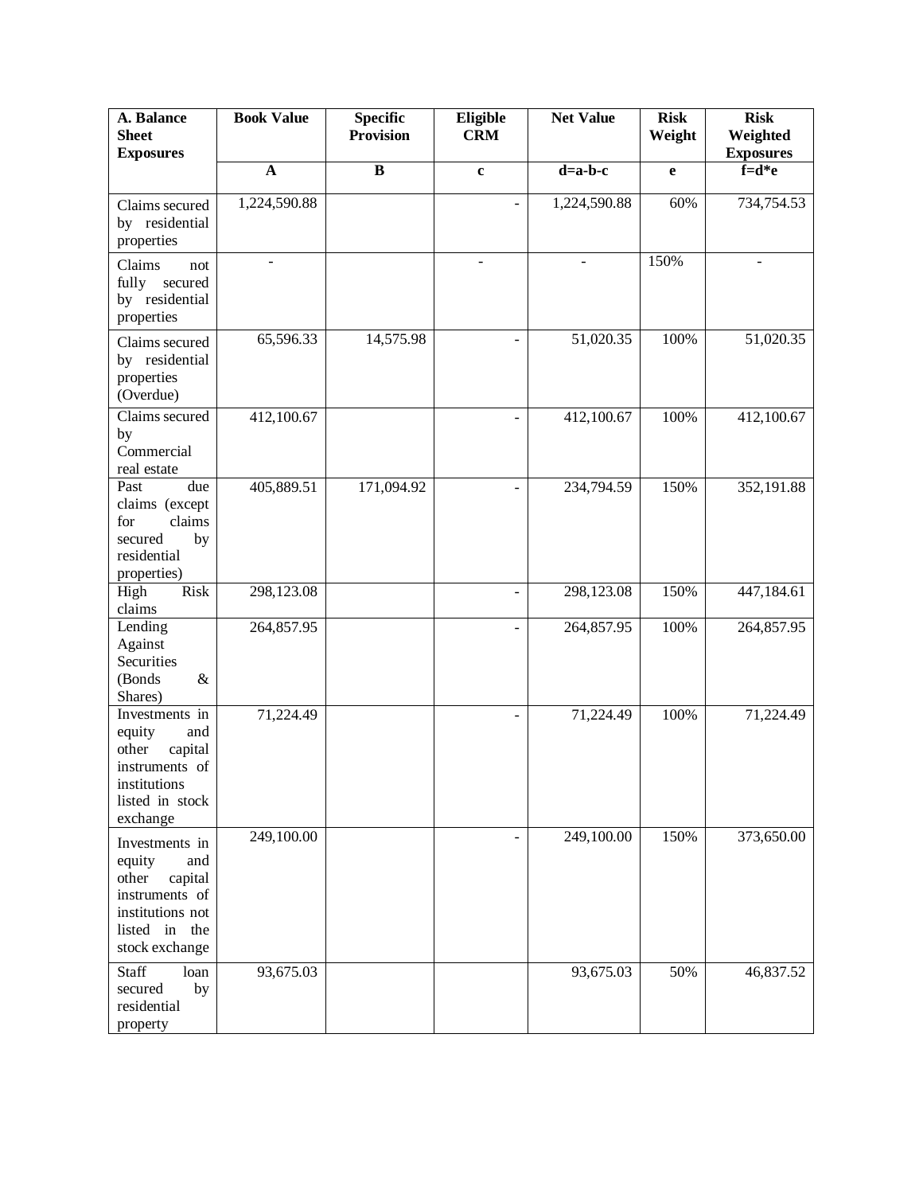| A. Balance Sheet Exposures | Book Value | Specific Provision | Eligible CRM | Net Value | Risk Weight | Risk Weighted Exposures |
|---|---|---|---|---|---|---|
| | A | B | c | d=a-b-c | e | f=d*e |
| Claims secured by residential properties | 1,224,590.88 | | - | 1,224,590.88 | 60% | 734,754.53 |
| Claims not fully secured by residential properties | - | | - | - | 150% | - |
| Claims secured by residential properties (Overdue) | 65,596.33 | 14,575.98 | - | 51,020.35 | 100% | 51,020.35 |
| Claims secured by Commercial real estate | 412,100.67 | | - | 412,100.67 | 100% | 412,100.67 |
| Past due claims (except for claims secured by residential properties) | 405,889.51 | 171,094.92 | - | 234,794.59 | 150% | 352,191.88 |
| High Risk claims | 298,123.08 | | - | 298,123.08 | 150% | 447,184.61 |
| Lending Against Securities (Bonds & Shares) | 264,857.95 | | - | 264,857.95 | 100% | 264,857.95 |
| Investments in equity and other capital instruments of institutions listed in stock exchange | 71,224.49 | | - | 71,224.49 | 100% | 71,224.49 |
| Investments in equity and other capital instruments of institutions not listed in the stock exchange | 249,100.00 | | - | 249,100.00 | 150% | 373,650.00 |
| Staff loan secured by residential property | 93,675.03 | | | 93,675.03 | 50% | 46,837.52 |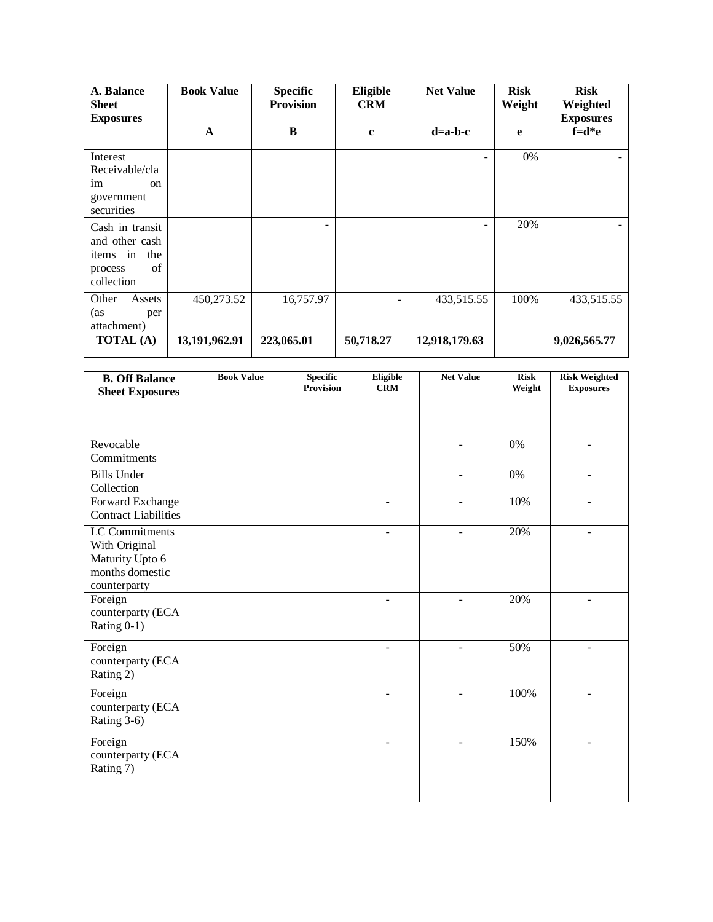| A. Balance Sheet Exposures | Book Value | Specific Provision | Eligible CRM | Net Value | Risk Weight | Risk Weighted Exposures |
|---|---|---|---|---|---|---|
| | A | B | c | d=a-b-c | e | f=d*e |
| Interest Receivable/claim on government securities | | | | - | 0% | - |
| Cash in transit and other cash items in the process of collection | | - | | - | 20% | - |
| Other Assets (as per attachment) | 450,273.52 | 16,757.97 | - | 433,515.55 | 100% | 433,515.55 |
| **TOTAL (A)** | **13,191,962.91** | **223,065.01** | **50,718.27** | **12,918,179.63** | | **9,026,565.77** |

| B. Off Balance Sheet Exposures | Book Value | Specific Provision | Eligible CRM | Net Value | Risk Weight | Risk Weighted Exposures |
|---|---|---|---|---|---|---|
| Revocable Commitments | | | | - | 0% | - |
| Bills Under Collection | | | | - | 0% | - |
| Forward Exchange Contract Liabilities | | | - | - | 10% | - |
| LC Commitments With Original Maturity Upto 6 months domestic counterparty | | | - | - | 20% | - |
| Foreign counterparty (ECA Rating 0-1) | | | - | - | 20% | - |
| Foreign counterparty (ECA Rating 2) | | | - | - | 50% | - |
| Foreign counterparty (ECA Rating 3-6) | | | - | - | 100% | - |
| Foreign counterparty (ECA Rating 7) | | | - | - | 150% | - |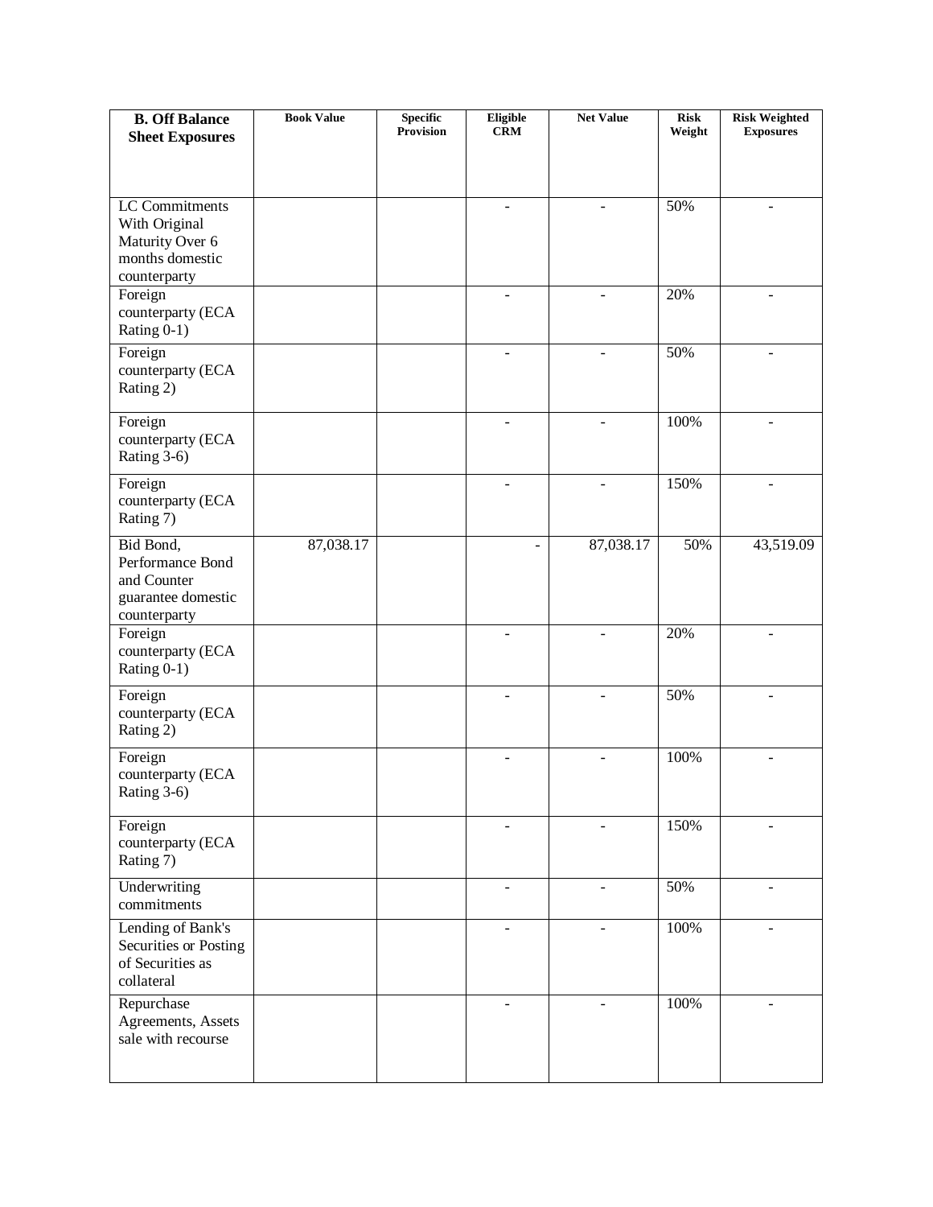| B. Off Balance Sheet Exposures | Book Value | Specific Provision | Eligible CRM | Net Value | Risk Weight | Risk Weighted Exposures |
|---|---|---|---|---|---|---|
| LC Commitments With Original Maturity Over 6 months domestic counterparty | | | - | - | 50% | - |
| Foreign counterparty (ECA Rating 0-1) | | | - | - | 20% | - |
| Foreign counterparty (ECA Rating 2) | | | - | - | 50% | - |
| Foreign counterparty (ECA Rating 3-6) | | | - | - | 100% | - |
| Foreign counterparty (ECA Rating 7) | | | - | - | 150% | - |
| Bid Bond, Performance Bond and Counter guarantee domestic counterparty | 87,038.17 | | - | 87,038.17 | 50% | 43,519.09 |
| Foreign counterparty (ECA Rating 0-1) | | | - | - | 20% | - |
| Foreign counterparty (ECA Rating 2) | | | - | - | 50% | - |
| Foreign counterparty (ECA Rating 3-6) | | | - | - | 100% | - |
| Foreign counterparty (ECA Rating 7) | | | - | - | 150% | - |
| Underwriting commitments | | | - | - | 50% | - |
| Lending of Bank's Securities or Posting of Securities as collateral | | | - | - | 100% | - |
| Repurchase Agreements, Assets sale with recourse | | | - | - | 100% | - |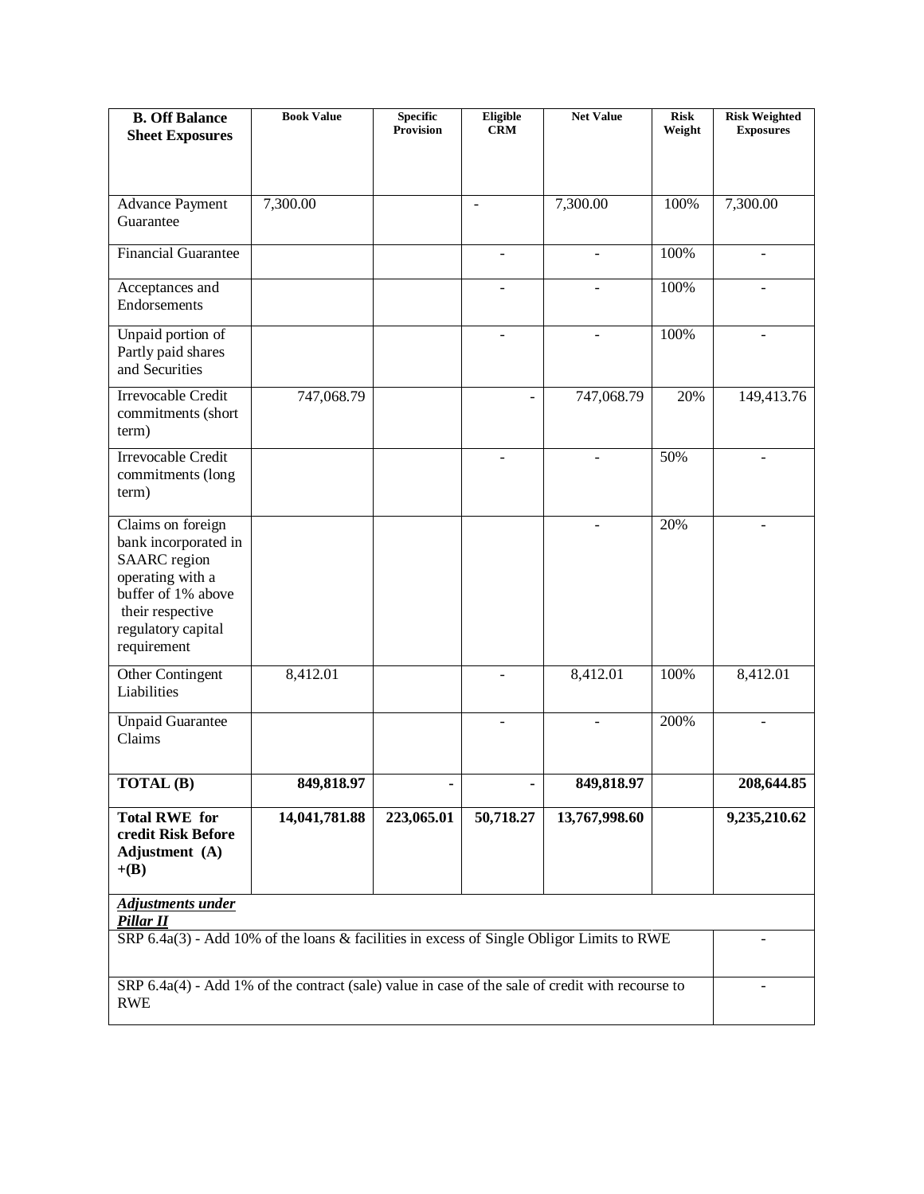| **B. Off Balance Sheet Exposures** | **Book Value** | **Specific Provision** | **Eligible CRM** | **Net Value** | **Risk Weight** | **Risk Weighted Exposures** |
|---|---|---|---|---|---|---|
| Advance Payment Guarantee | 7,300.00 | | - | 7,300.00 | 100% | 7,300.00 |
| Financial Guarantee | | | - | - | 100% | - |
| Acceptances and Endorsements | | | - | - | 100% | - |
| Unpaid portion of Partly paid shares and Securities | | | - | - | 100% | - |
| Irrevocable Credit commitments (short term) | 747,068.79 | | - | 747,068.79 | 20% | 149,413.76 |
| Irrevocable Credit commitments (long term) | | | - | - | 50% | - |
| Claims on foreign bank incorporated in SAARC region operating with a buffer of 1% above their respective regulatory capital requirement | | | | - | 20% | - |
| Other Contingent Liabilities | 8,412.01 | | - | 8,412.01 | 100% | 8,412.01 |
| Unpaid Guarantee Claims | | | - | - | 200% | - |
| **TOTAL (B)** | **849,818.97** | **-** | **-** | **849,818.97** | | **208,644.85** |
| **Total RWE for credit Risk Before Adjustment (A) +(B)** | **14,041,781.88** | **223,065.01** | **50,718.27** | **13,767,998.60** | | **9,235,210.62** |
| ***Adjustments under Pillar II*** | | | | | | |
| SRP 6.4a(3) - Add 10% of the loans & facilities in excess of Single Obligor Limits to RWE | | | | | | - |
| SRP 6.4a(4) - Add 1% of the contract (sale) value in case of the sale of credit with recourse to RWE | | | | | | - |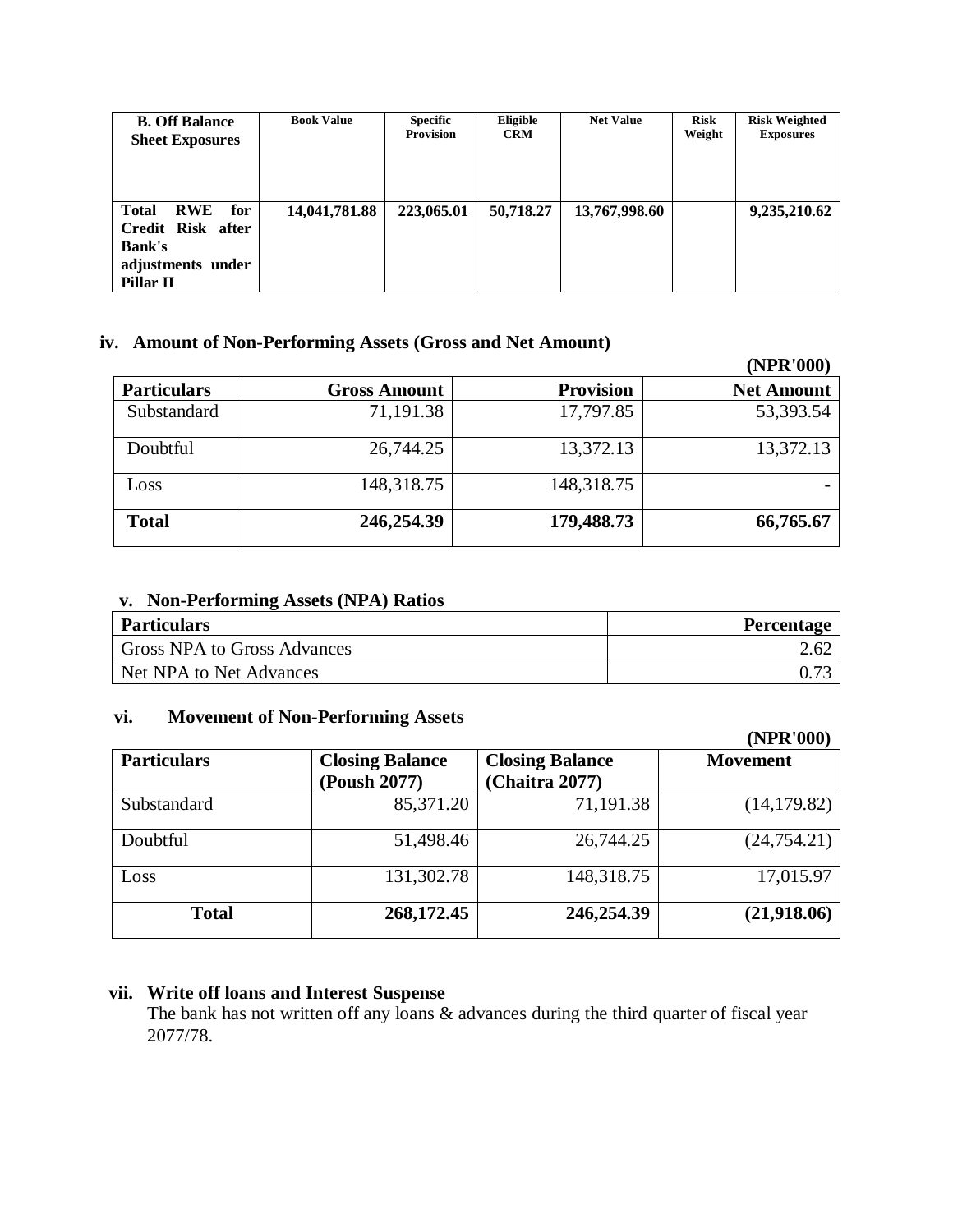| B. Off Balance Sheet Exposures | Book Value | Specific Provision | Eligible CRM | Net Value | Risk Weight | Risk Weighted Exposures |
|---|---|---|---|---|---|---|
| **Total RWE for Credit Risk after Bank's adjustments under Pillar II** | **14,041,781.88** | **223,065.01** | **50,718.27** | **13,767,998.60** | | **9,235,210.62** |

### iv. Amount of Non-Performing Assets (Gross and Net Amount)

**(NPR'000)**

| Particulars | Gross Amount | Provision | Net Amount |
|---|---|---|---|
| Substandard | 71,191.38 | 17,797.85 | 53,393.54 |
| Doubtful | 26,744.25 | 13,372.13 | 13,372.13 |
| Loss | 148,318.75 | 148,318.75 | - |
| **Total** | **246,254.39** | **179,488.73** | **66,765.67** |

### v. Non-Performing Assets (NPA) Ratios

| Particulars | Percentage |
|---|---|
| Gross NPA to Gross Advances | 2.62 |
| Net NPA to Net Advances | 0.73 |

### vi. Movement of Non-Performing Assets

**(NPR'000)**

| Particulars | Closing Balance (Poush 2077) | Closing Balance (Chaitra 2077) | Movement |
|---|---|---|---|
| Substandard | 85,371.20 | 71,191.38 | (14,179.82) |
| Doubtful | 51,498.46 | 26,744.25 | (24,754.21) |
| Loss | 131,302.78 | 148,318.75 | 17,015.97 |
| **Total** | **268,172.45** | **246,254.39** | **(21,918.06)** |

### vii. Write off loans and Interest Suspense

The bank has not written off any loans & advances during the third quarter of fiscal year 2077/78.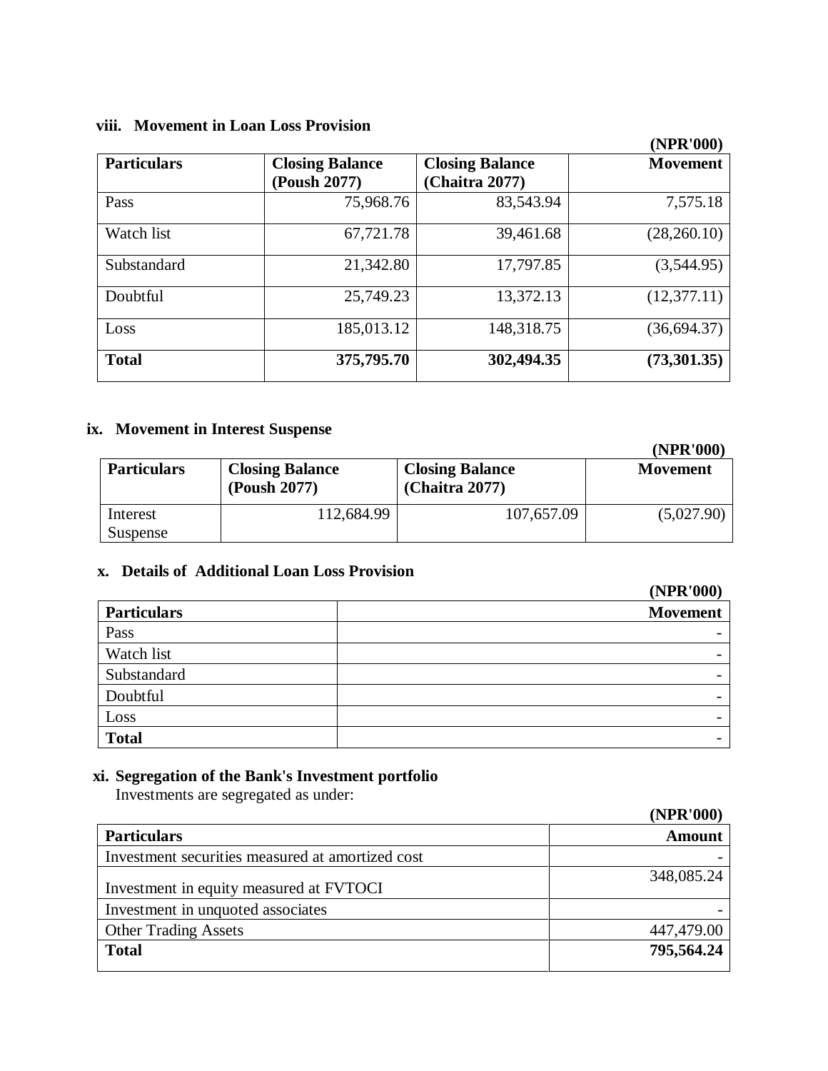### viii. Movement in Loan Loss Provision

(NPR'000)

| Particulars | Closing Balance (Poush 2077) | Closing Balance (Chaitra 2077) | Movement |
|---|---|---|---|
| Pass | 75,968.76 | 83,543.94 | 7,575.18 |
| Watch list | 67,721.78 | 39,461.68 | (28,260.10) |
| Substandard | 21,342.80 | 17,797.85 | (3,544.95) |
| Doubtful | 25,749.23 | 13,372.13 | (12,377.11) |
| Loss | 185,013.12 | 148,318.75 | (36,694.37) |
| **Total** | **375,795.70** | **302,494.35** | **(73,301.35)** |

### ix. Movement in Interest Suspense

(NPR'000)

| Particulars | Closing Balance (Poush 2077) | Closing Balance (Chaitra 2077) | Movement |
|---|---|---|---|
| Interest Suspense | 112,684.99 | 107,657.09 | (5,027.90) |

### x. Details of Additional Loan Loss Provision

(NPR'000)

| Particulars | Movement |
|---|---|
| Pass | - |
| Watch list | - |
| Substandard | - |
| Doubtful | - |
| Loss | - |
| **Total** | - |

### xi. Segregation of the Bank's Investment portfolio

Investments are segregated as under:

(NPR'000)

| Particulars | Amount |
|---|---|
| Investment securities measured at amortized cost | - |
| Investment in equity measured at FVTOCI | 348,085.24 |
| Investment in unquoted associates | - |
| Other Trading Assets | 447,479.00 |
| **Total** | **795,564.24** |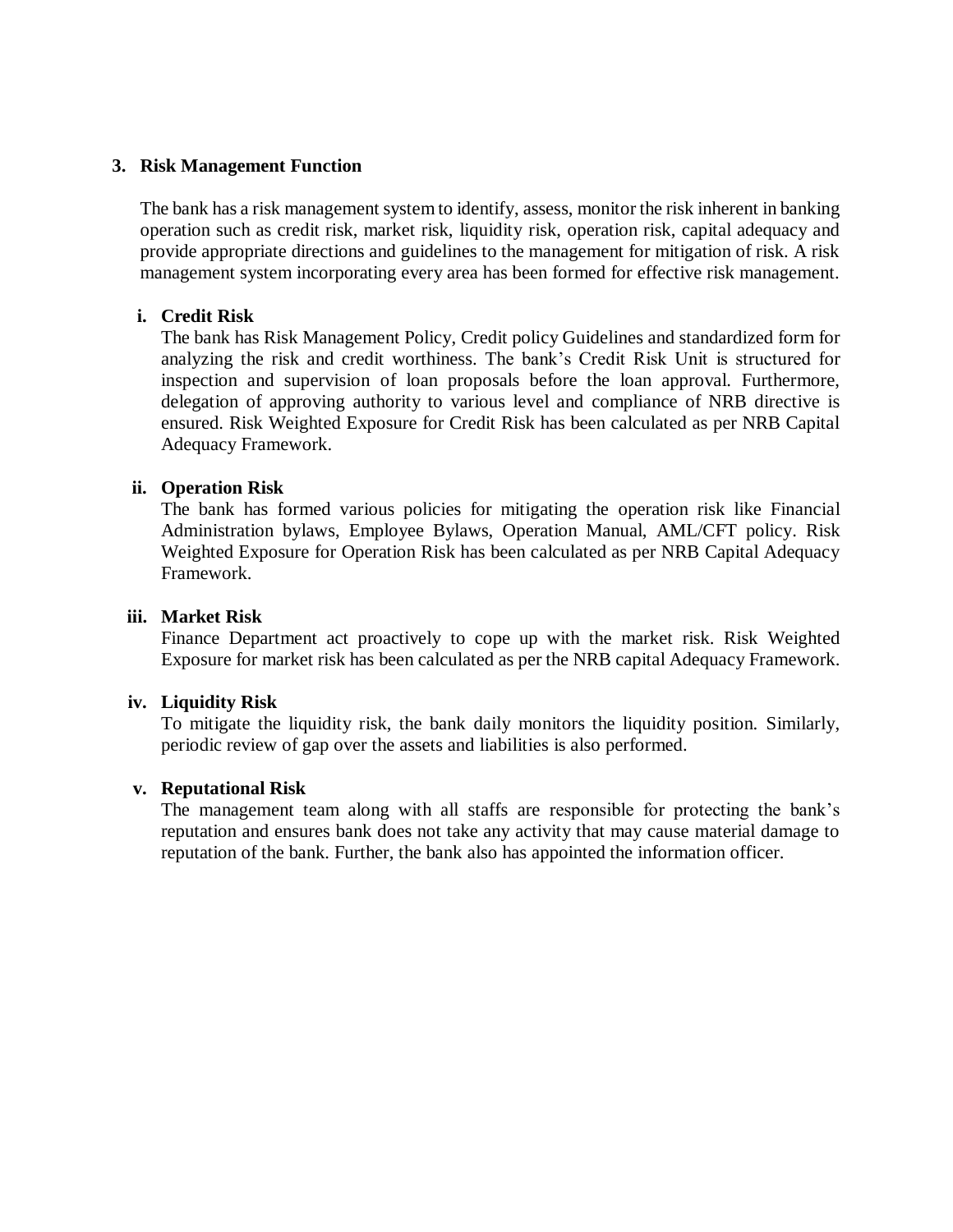## 3. Risk Management Function

The bank has a risk management system to identify, assess, monitor the risk inherent in banking operation such as credit risk, market risk, liquidity risk, operation risk, capital adequacy and provide appropriate directions and guidelines to the management for mitigation of risk. A risk management system incorporating every area has been formed for effective risk management.

### i. Credit Risk

The bank has Risk Management Policy, Credit policy Guidelines and standardized form for analyzing the risk and credit worthiness. The bank's Credit Risk Unit is structured for inspection and supervision of loan proposals before the loan approval. Furthermore, delegation of approving authority to various level and compliance of NRB directive is ensured. Risk Weighted Exposure for Credit Risk has been calculated as per NRB Capital Adequacy Framework.

### ii. Operation Risk

The bank has formed various policies for mitigating the operation risk like Financial Administration bylaws, Employee Bylaws, Operation Manual, AML/CFT policy. Risk Weighted Exposure for Operation Risk has been calculated as per NRB Capital Adequacy Framework.

### iii. Market Risk

Finance Department act proactively to cope up with the market risk. Risk Weighted Exposure for market risk has been calculated as per the NRB capital Adequacy Framework.

### iv. Liquidity Risk

To mitigate the liquidity risk, the bank daily monitors the liquidity position. Similarly, periodic review of gap over the assets and liabilities is also performed.

### v. Reputational Risk

The management team along with all staffs are responsible for protecting the bank's reputation and ensures bank does not take any activity that may cause material damage to reputation of the bank. Further, the bank also has appointed the information officer.